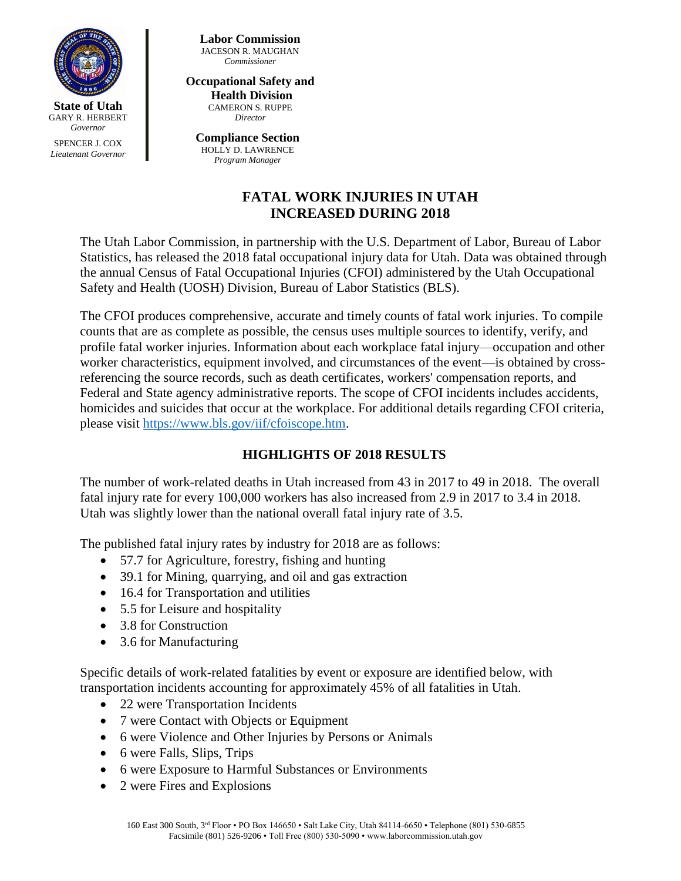**State of Utah**
GARY R. HERBERT
*Governor*

SPENCER J. COX
*Lieutenant Governor*

**Labor Commission**
JACESON R. MAUGHAN
*Commissioner*

**Occupational Safety and Health Division**
CAMERON S. RUPPE
*Director*

**Compliance Section**
HOLLY D. LAWRENCE
*Program Manager*

# FATAL WORK INJURIES IN UTAH INCREASED DURING 2018

The Utah Labor Commission, in partnership with the U.S. Department of Labor, Bureau of Labor Statistics, has released the 2018 fatal occupational injury data for Utah. Data was obtained through the annual Census of Fatal Occupational Injuries (CFOI) administered by the Utah Occupational Safety and Health (UOSH) Division, Bureau of Labor Statistics (BLS).

The CFOI produces comprehensive, accurate and timely counts of fatal work injuries. To compile counts that are as complete as possible, the census uses multiple sources to identify, verify, and profile fatal worker injuries. Information about each workplace fatal injury—occupation and other worker characteristics, equipment involved, and circumstances of the event—is obtained by cross-referencing the source records, such as death certificates, workers' compensation reports, and Federal and State agency administrative reports. The scope of CFOI incidents includes accidents, homicides and suicides that occur at the workplace. For additional details regarding CFOI criteria, please visit https://www.bls.gov/iif/cfoiscope.htm.

## HIGHLIGHTS OF 2018 RESULTS

The number of work-related deaths in Utah increased from 43 in 2017 to 49 in 2018. The overall fatal injury rate for every 100,000 workers has also increased from 2.9 in 2017 to 3.4 in 2018. Utah was slightly lower than the national overall fatal injury rate of 3.5.

The published fatal injury rates by industry for 2018 are as follows:

- 57.7 for Agriculture, forestry, fishing and hunting
- 39.1 for Mining, quarrying, and oil and gas extraction
- 16.4 for Transportation and utilities
- 5.5 for Leisure and hospitality
- 3.8 for Construction
- 3.6 for Manufacturing

Specific details of work-related fatalities by event or exposure are identified below, with transportation incidents accounting for approximately 45% of all fatalities in Utah.

- 22 were Transportation Incidents
- 7 were Contact with Objects or Equipment
- 6 were Violence and Other Injuries by Persons or Animals
- 6 were Falls, Slips, Trips
- 6 were Exposure to Harmful Substances or Environments
- 2 were Fires and Explosions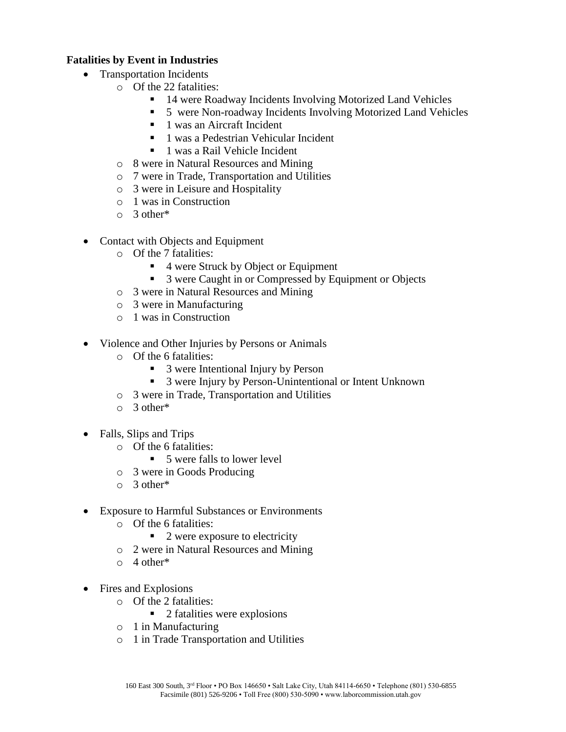**Fatalities by Event in Industries**

- Transportation Incidents
  - Of the 22 fatalities:
    - 14 were Roadway Incidents Involving Motorized Land Vehicles
    - 5 were Non-roadway Incidents Involving Motorized Land Vehicles
    - 1 was an Aircraft Incident
    - 1 was a Pedestrian Vehicular Incident
    - 1 was a Rail Vehicle Incident
  - 8 were in Natural Resources and Mining
  - 7 were in Trade, Transportation and Utilities
  - 3 were in Leisure and Hospitality
  - 1 was in Construction
  - 3 other*

- Contact with Objects and Equipment
  - Of the 7 fatalities:
    - 4 were Struck by Object or Equipment
    - 3 were Caught in or Compressed by Equipment or Objects
  - 3 were in Natural Resources and Mining
  - 3 were in Manufacturing
  - 1 was in Construction

- Violence and Other Injuries by Persons or Animals
  - Of the 6 fatalities:
    - 3 were Intentional Injury by Person
    - 3 were Injury by Person-Unintentional or Intent Unknown
  - 3 were in Trade, Transportation and Utilities
  - 3 other*

- Falls, Slips and Trips
  - Of the 6 fatalities:
    - 5 were falls to lower level
  - 3 were in Goods Producing
  - 3 other*

- Exposure to Harmful Substances or Environments
  - Of the 6 fatalities:
    - 2 were exposure to electricity
  - 2 were in Natural Resources and Mining
  - 4 other*

- Fires and Explosions
  - Of the 2 fatalities:
    - 2 fatalities were explosions
  - 1 in Manufacturing
  - 1 in Trade Transportation and Utilities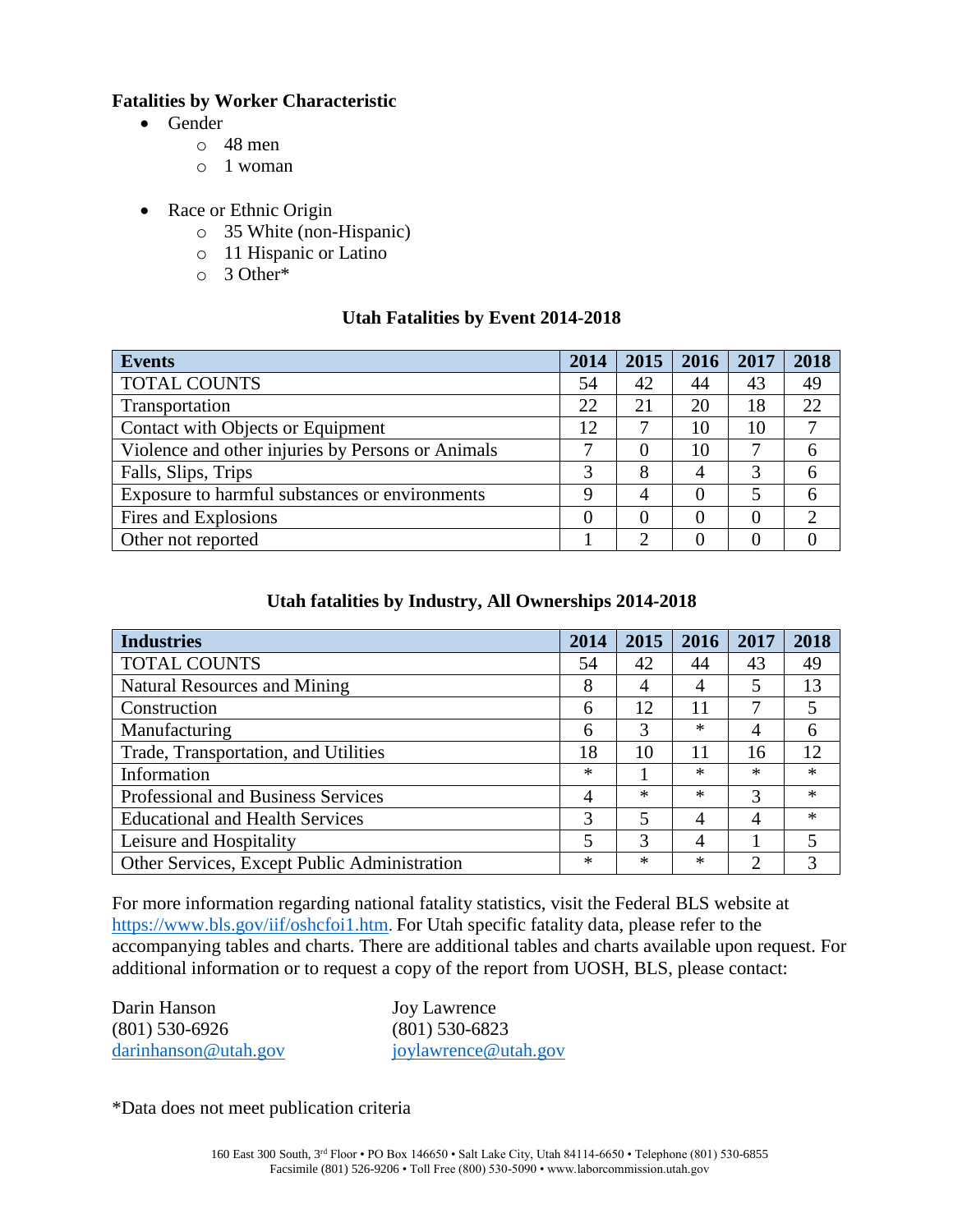**Fatalities by Worker Characteristic**

- Gender
  - 48 men
  - 1 woman

- Race or Ethnic Origin
  - 35 White (non-Hispanic)
  - 11 Hispanic or Latino
  - 3 Other*

**Utah Fatalities by Event 2014-2018**

| Events | 2014 | 2015 | 2016 | 2017 | 2018 |
|---|---|---|---|---|---|
| TOTAL COUNTS | 54 | 42 | 44 | 43 | 49 |
| Transportation | 22 | 21 | 20 | 18 | 22 |
| Contact with Objects or Equipment | 12 | 7 | 10 | 10 | 7 |
| Violence and other injuries by Persons or Animals | 7 | 0 | 10 | 7 | 6 |
| Falls, Slips, Trips | 3 | 8 | 4 | 3 | 6 |
| Exposure to harmful substances or environments | 9 | 4 | 0 | 5 | 6 |
| Fires and Explosions | 0 | 0 | 0 | 0 | 2 |
| Other not reported | 1 | 2 | 0 | 0 | 0 |

**Utah fatalities by Industry, All Ownerships 2014-2018**

| Industries | 2014 | 2015 | 2016 | 2017 | 2018 |
|---|---|---|---|---|---|
| TOTAL COUNTS | 54 | 42 | 44 | 43 | 49 |
| Natural Resources and Mining | 8 | 4 | 4 | 5 | 13 |
| Construction | 6 | 12 | 11 | 7 | 5 |
| Manufacturing | 6 | 3 | * | 4 | 6 |
| Trade, Transportation, and Utilities | 18 | 10 | 11 | 16 | 12 |
| Information | * | 1 | * | * | * |
| Professional and Business Services | 4 | * | * | 3 | * |
| Educational and Health Services | 3 | 5 | 4 | 4 | * |
| Leisure and Hospitality | 5 | 3 | 4 | 1 | 5 |
| Other Services, Except Public Administration | * | * | * | 2 | 3 |

For more information regarding national fatality statistics, visit the Federal BLS website at https://www.bls.gov/iif/oshcfoi1.htm. For Utah specific fatality data, please refer to the accompanying tables and charts. There are additional tables and charts available upon request. For additional information or to request a copy of the report from UOSH, BLS, please contact:

Darin Hanson
(801) 530-6926
darinhanson@utah.gov

Joy Lawrence
(801) 530-6823
joylawrence@utah.gov

*Data does not meet publication criteria

160 East 300 South, 3rd Floor • PO Box 146650 • Salt Lake City, Utah 84114-6650 • Telephone (801) 530-6855
Facsimile (801) 526-9206 • Toll Free (800) 530-5090 • www.laborcommission.utah.gov